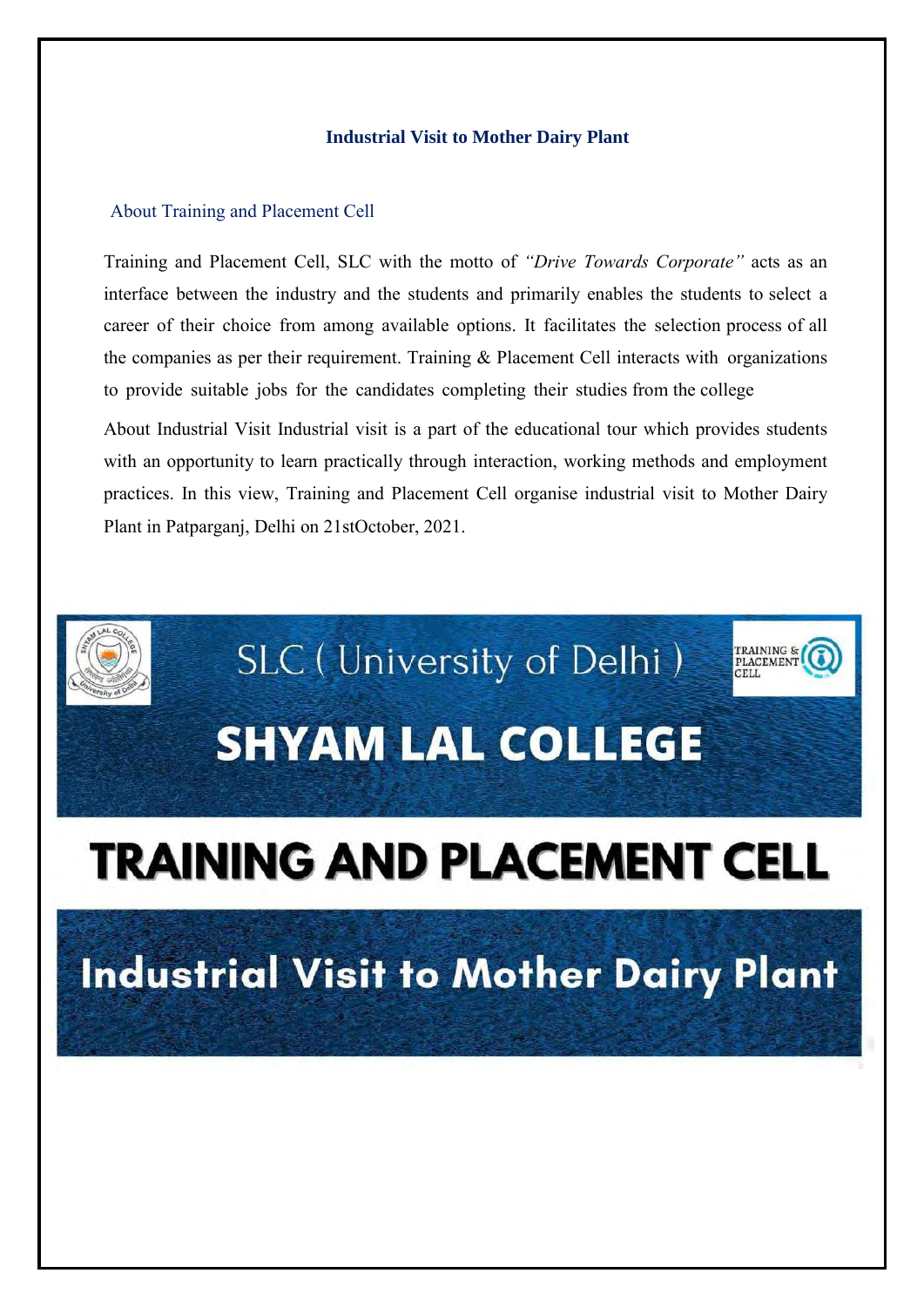# Industrial Visit to Mother Dairy Plant

## About Training and Placement Cell

Training and Placement Cell, SLC with the motto of *"Drive Towards Corporate"* acts as an interface between the industry and the students and primarily enables the students to select a career of their choice from among available options. It facilitates the selection process of all the companies as per their requirement. Training & Placement Cell interacts with organizations to provide suitable jobs for the candidates completing their studies from the college

About Industrial Visit Industrial visit is a part of the educational tour which provides students with an opportunity to learn practically through interaction, working methods and employment practices. In this view, Training and Placement Cell organise industrial visit to Mother Dairy Plant in Patparganj, Delhi on 21stOctober, 2021.

SLC ( University of Delhi )

SHYAM LAL COLLEGE

TRAINING AND PLACEMENT CELL

Industrial Visit to Mother Dairy Plant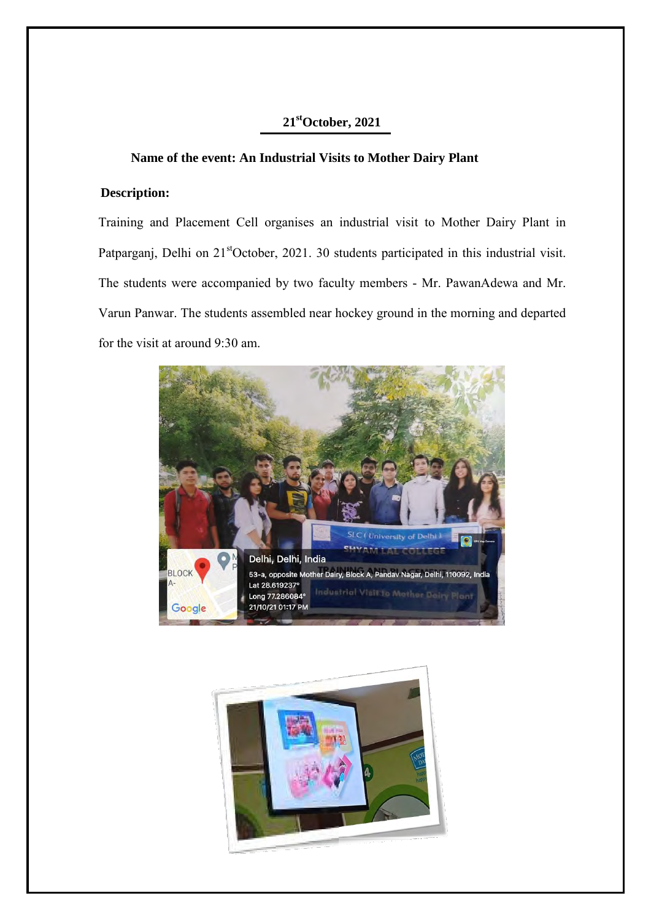**21st October, 2021**

**Name of the event: An Industrial Visits to Mother Dairy Plant**

**Description:**

Training and Placement Cell organises an industrial visit to Mother Dairy Plant in Patparganj, Delhi on 21st October, 2021. 30 students participated in this industrial visit. The students were accompanied by two faculty members - Mr. PawanAdewa and Mr. Varun Panwar. The students assembled near hockey ground in the morning and departed for the visit at around 9:30 am.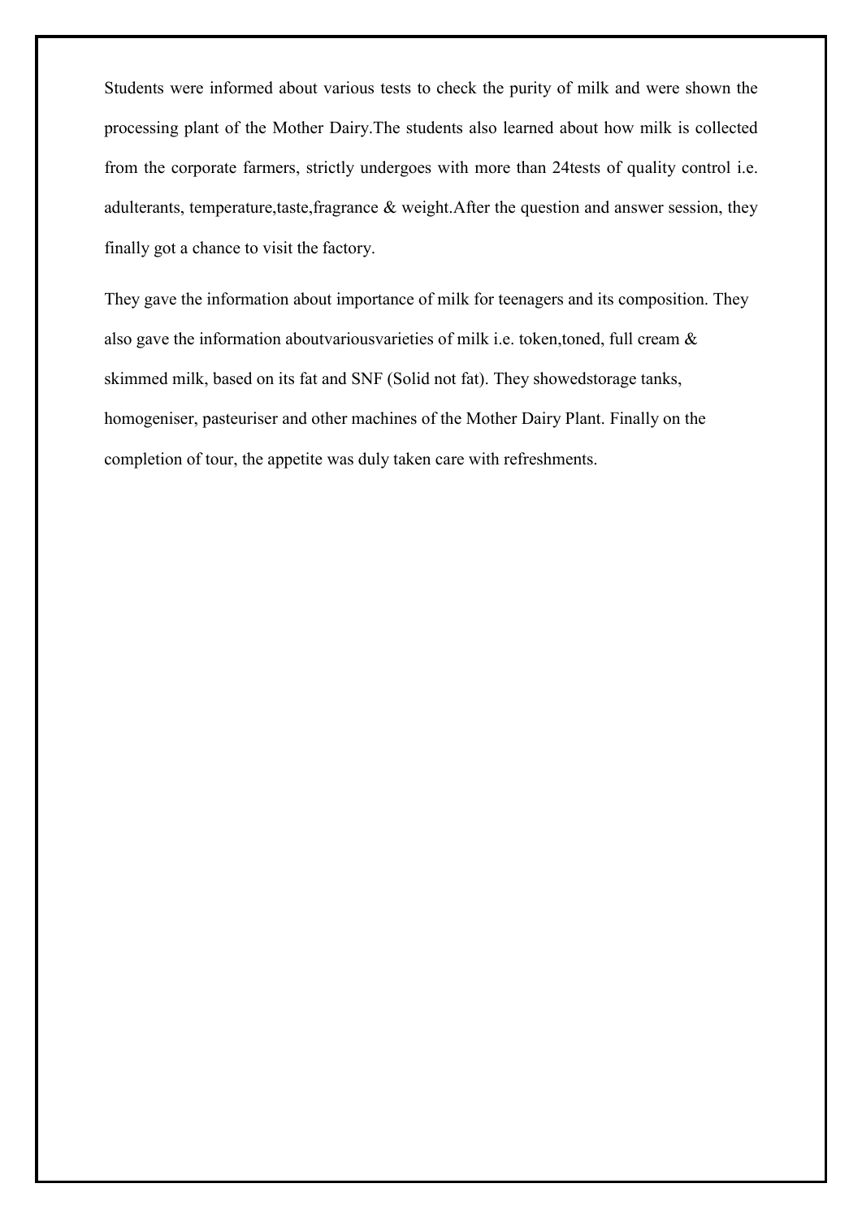Students were informed about various tests to check the purity of milk and were shown the processing plant of the Mother Dairy.The students also learned about how milk is collected from the corporate farmers, strictly undergoes with more than 24tests of quality control i.e. adulterants, temperature,taste,fragrance & weight.After the question and answer session, they finally got a chance to visit the factory.

They gave the information about importance of milk for teenagers and its composition. They also gave the information aboutvariousvarieties of milk i.e. token,toned, full cream & skimmed milk, based on its fat and SNF (Solid not fat). They showedstorage tanks, homogeniser, pasteuriser and other machines of the Mother Dairy Plant. Finally on the completion of tour, the appetite was duly taken care with refreshments.